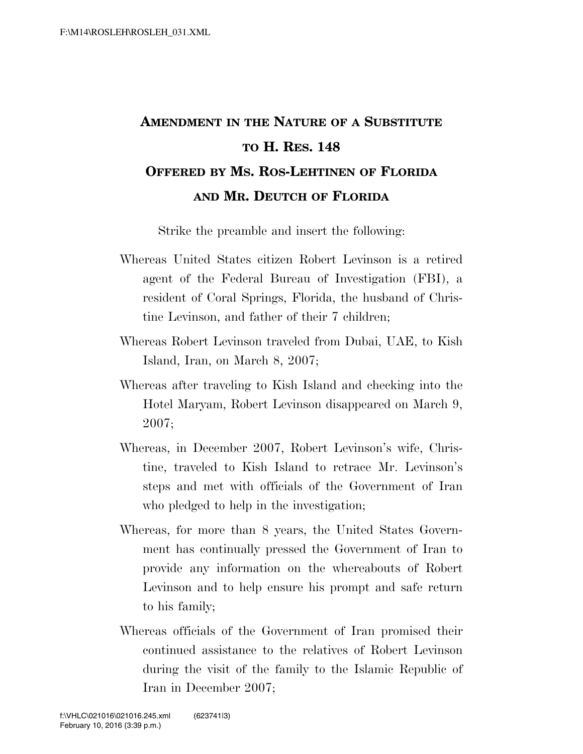# Amendment in the Nature of a Substitute to H. Res. 148

## Offered by Ms. Ros-Lehtinen of Florida and Mr. Deutch of Florida

Strike the preamble and insert the following:

Whereas United States citizen Robert Levinson is a retired agent of the Federal Bureau of Investigation (FBI), a resident of Coral Springs, Florida, the husband of Christine Levinson, and father of their 7 children;

Whereas Robert Levinson traveled from Dubai, UAE, to Kish Island, Iran, on March 8, 2007;

Whereas after traveling to Kish Island and checking into the Hotel Maryam, Robert Levinson disappeared on March 9, 2007;

Whereas, in December 2007, Robert Levinson's wife, Christine, traveled to Kish Island to retrace Mr. Levinson's steps and met with officials of the Government of Iran who pledged to help in the investigation;

Whereas, for more than 8 years, the United States Government has continually pressed the Government of Iran to provide any information on the whereabouts of Robert Levinson and to help ensure his prompt and safe return to his family;

Whereas officials of the Government of Iran promised their continued assistance to the relatives of Robert Levinson during the visit of the family to the Islamic Republic of Iran in December 2007;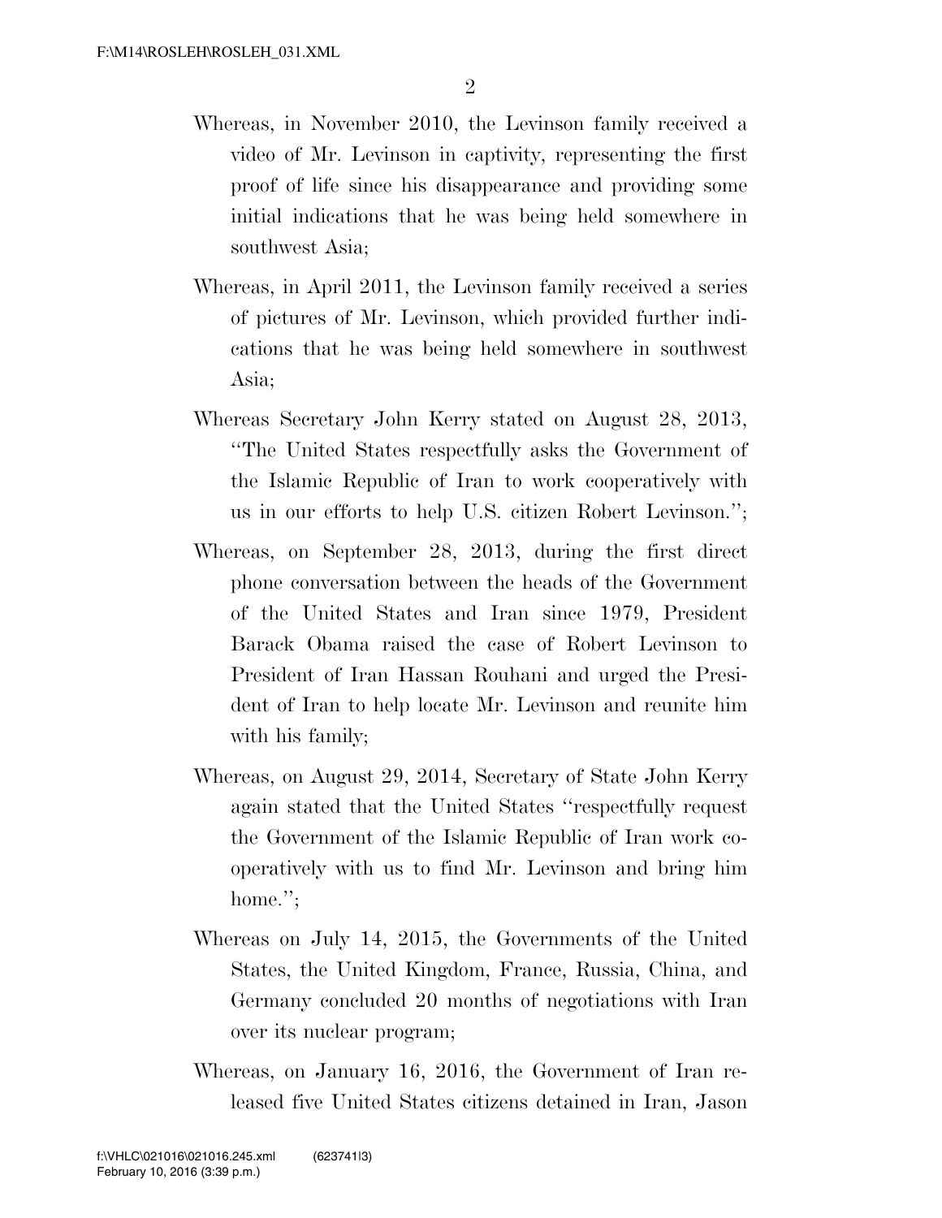Whereas, in November 2010, the Levinson family received a video of Mr. Levinson in captivity, representing the first proof of life since his disappearance and providing some initial indications that he was being held somewhere in southwest Asia;

Whereas, in April 2011, the Levinson family received a series of pictures of Mr. Levinson, which provided further indications that he was being held somewhere in southwest Asia;

Whereas Secretary John Kerry stated on August 28, 2013, ''The United States respectfully asks the Government of the Islamic Republic of Iran to work cooperatively with us in our efforts to help U.S. citizen Robert Levinson.'';

Whereas, on September 28, 2013, during the first direct phone conversation between the heads of the Government of the United States and Iran since 1979, President Barack Obama raised the case of Robert Levinson to President of Iran Hassan Rouhani and urged the President of Iran to help locate Mr. Levinson and reunite him with his family;

Whereas, on August 29, 2014, Secretary of State John Kerry again stated that the United States ''respectfully request the Government of the Islamic Republic of Iran work cooperatively with us to find Mr. Levinson and bring him home.'';

Whereas on July 14, 2015, the Governments of the United States, the United Kingdom, France, Russia, China, and Germany concluded 20 months of negotiations with Iran over its nuclear program;

Whereas, on January 16, 2016, the Government of Iran released five United States citizens detained in Iran, Jason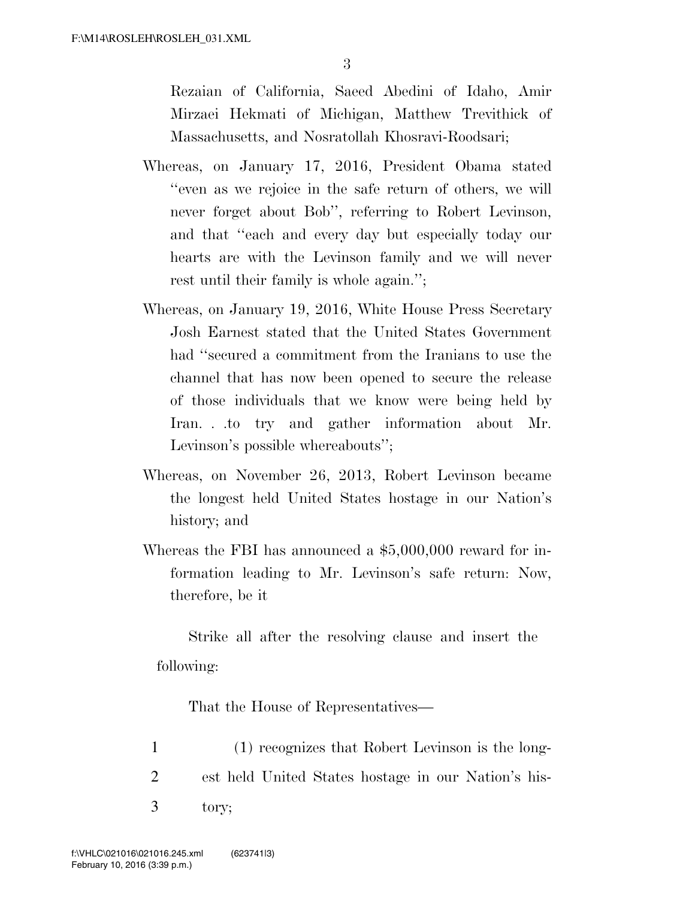Rezaian of California, Saeed Abedini of Idaho, Amir Mirzaei Hekmati of Michigan, Matthew Trevithick of Massachusetts, and Nosratollah Khosravi-Roodsari;

Whereas, on January 17, 2016, President Obama stated ''even as we rejoice in the safe return of others, we will never forget about Bob'', referring to Robert Levinson, and that ''each and every day but especially today our hearts are with the Levinson family and we will never rest until their family is whole again.'';

Whereas, on January 19, 2016, White House Press Secretary Josh Earnest stated that the United States Government had ''secured a commitment from the Iranians to use the channel that has now been opened to secure the release of those individuals that we know were being held by Iran. . .to try and gather information about Mr. Levinson's possible whereabouts'';

Whereas, on November 26, 2013, Robert Levinson became the longest held United States hostage in our Nation's history; and

Whereas the FBI has announced a $5,000,000 reward for information leading to Mr. Levinson's safe return: Now, therefore, be it

Strike all after the resolving clause and insert the following:

That the House of Representatives—

1 (1) recognizes that Robert Levinson is the long-
2 est held United States hostage in our Nation's his-
3 tory;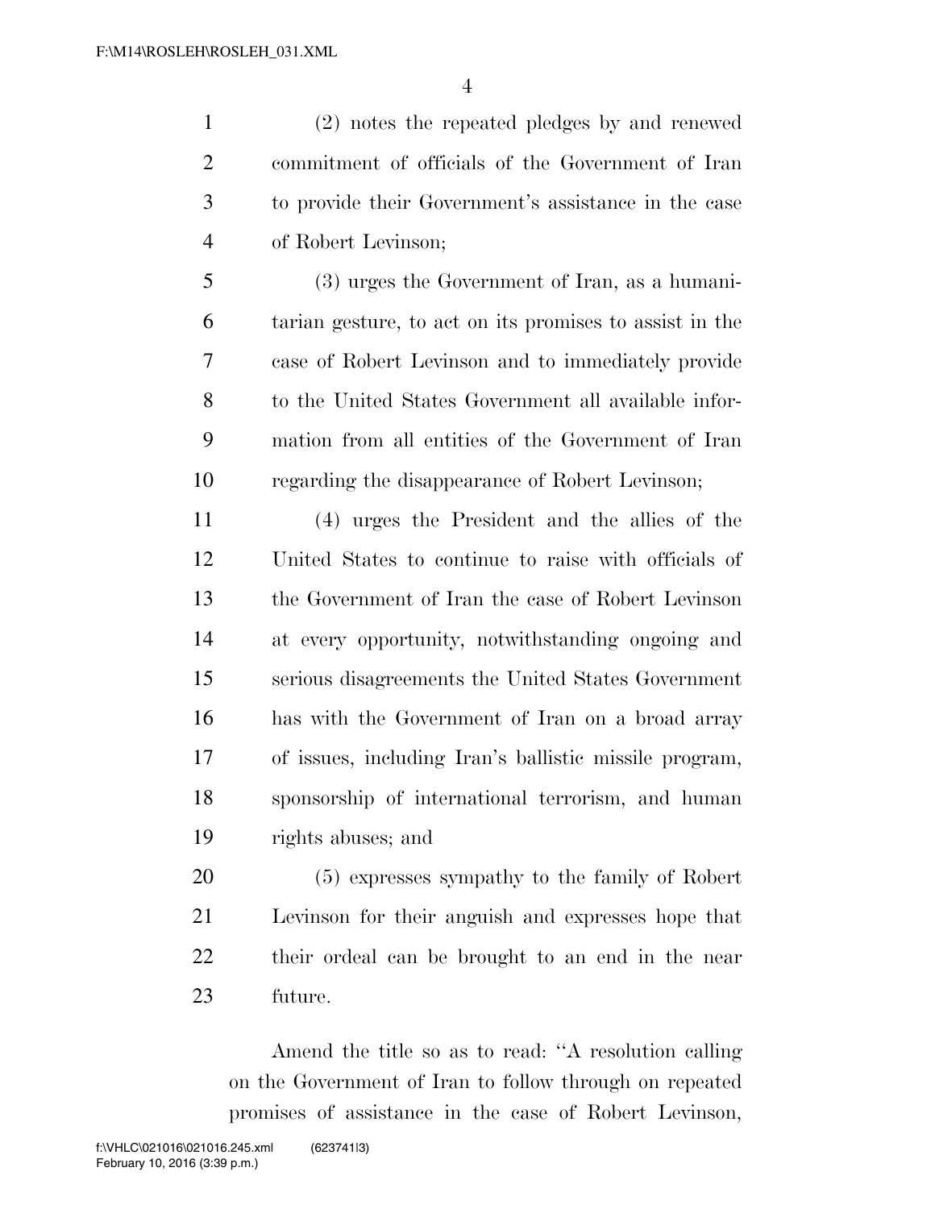(2) notes the repeated pledges by and renewed commitment of officials of the Government of Iran to provide their Government's assistance in the case of Robert Levinson;

(3) urges the Government of Iran, as a humanitarian gesture, to act on its promises to assist in the case of Robert Levinson and to immediately provide to the United States Government all available information from all entities of the Government of Iran regarding the disappearance of Robert Levinson;

(4) urges the President and the allies of the United States to continue to raise with officials of the Government of Iran the case of Robert Levinson at every opportunity, notwithstanding ongoing and serious disagreements the United States Government has with the Government of Iran on a broad array of issues, including Iran's ballistic missile program, sponsorship of international terrorism, and human rights abuses; and

(5) expresses sympathy to the family of Robert Levinson for their anguish and expresses hope that their ordeal can be brought to an end in the near future.

Amend the title so as to read: "A resolution calling on the Government of Iran to follow through on repeated promises of assistance in the case of Robert Levinson,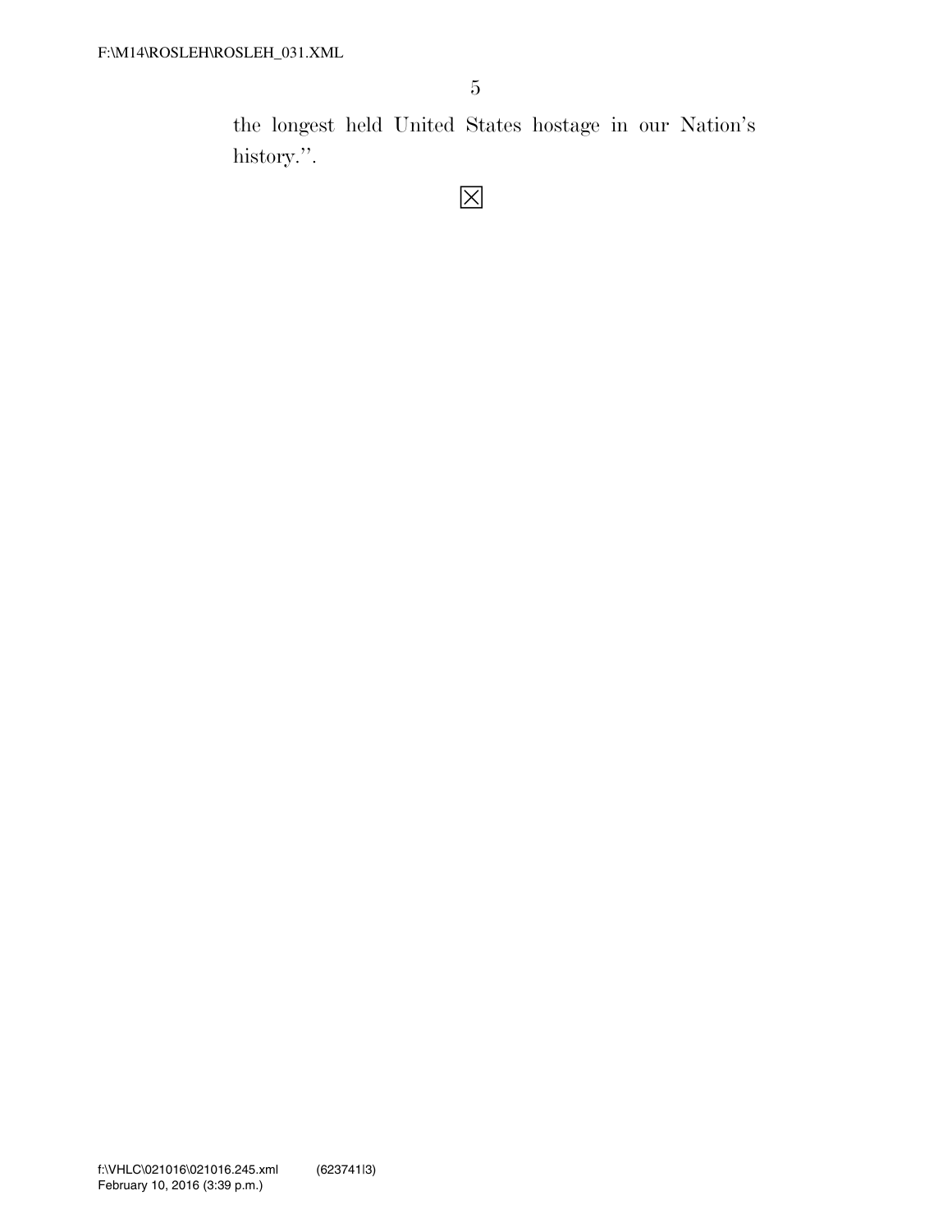the longest held United States hostage in our Nation's history.''.

☒